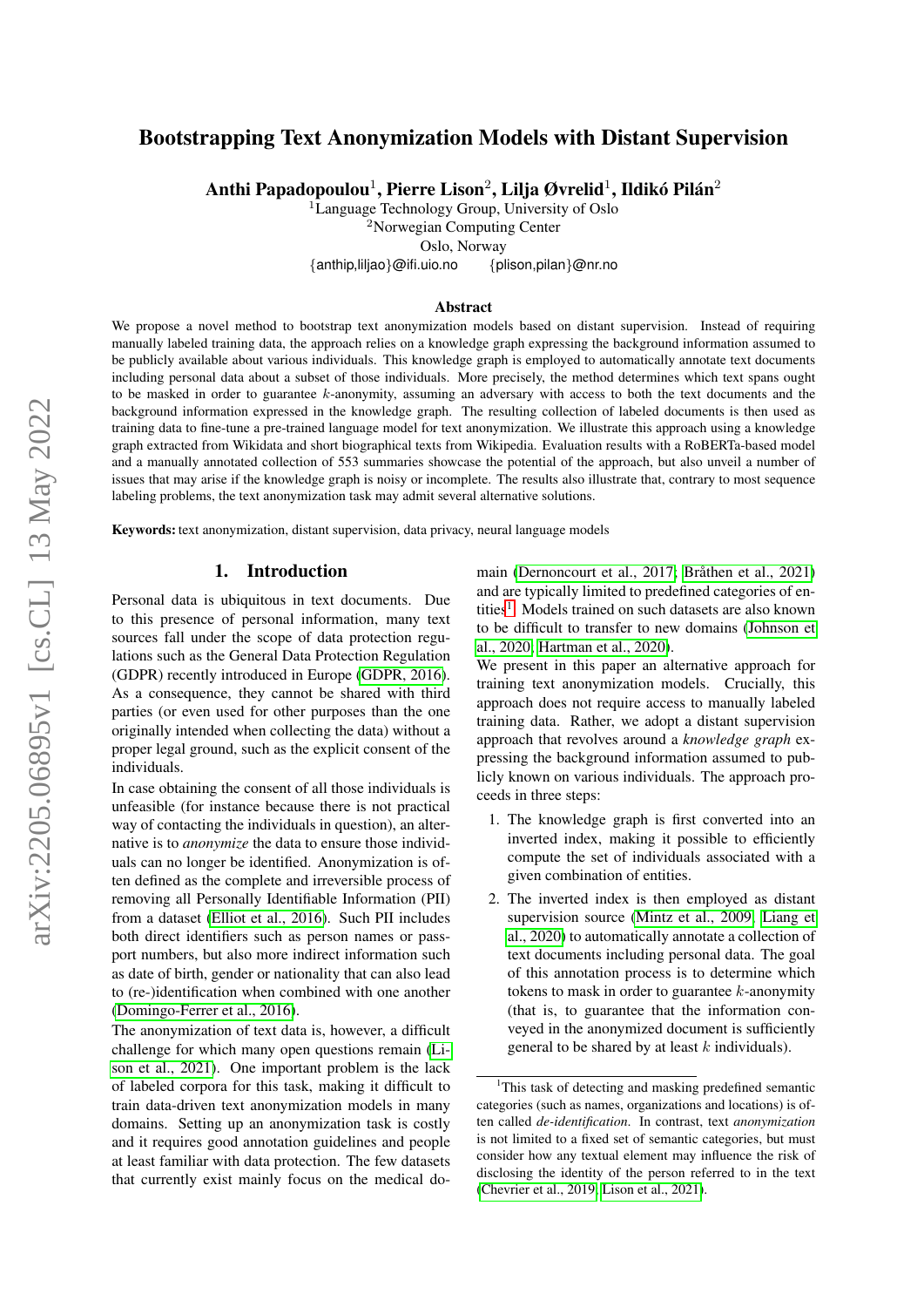# Bootstrapping Text Anonymization Models with Distant Supervision

**Anthi Papadopoulou[1], Pierre Lison[2], Lilja Øvrelid[1], Ildikó Pilán[2]**

[1]Language Technology Group, University of Oslo
[2]Norwegian Computing Center
Oslo, Norway
{anthip,liljao}@ifi.uio.no {plison,pilan}@nr.no

### Abstract

We propose a novel method to bootstrap text anonymization models based on distant supervision. Instead of requiring manually labeled training data, the approach relies on a knowledge graph expressing the background information assumed to be publicly available about various individuals. This knowledge graph is employed to automatically annotate text documents including personal data about a subset of those individuals. More precisely, the method determines which text spans ought to be masked in order to guarantee $k$-anonymity, assuming an adversary with access to both the text documents and the background information expressed in the knowledge graph. The resulting collection of labeled documents is then used as training data to fine-tune a pre-trained language model for text anonymization. We illustrate this approach using a knowledge graph extracted from Wikidata and short biographical texts from Wikipedia. Evaluation results with a RoBERTa-based model and a manually annotated collection of 553 summaries showcase the potential of the approach, but also unveil a number of issues that may arise if the knowledge graph is noisy or incomplete. The results also illustrate that, contrary to most sequence labeling problems, the text anonymization task may admit several alternative solutions.

**Keywords:** text anonymization, distant supervision, data privacy, neural language models

## 1. Introduction

Personal data is ubiquitous in text documents. Due to this presence of personal information, many text sources fall under the scope of data protection regulations such as the General Data Protection Regulation (GDPR) recently introduced in Europe (GDPR, 2016). As a consequence, they cannot be shared with third parties (or even used for other purposes than the one originally intended when collecting the data) without a proper legal ground, such as the explicit consent of the individuals.

In case obtaining the consent of all those individuals is unfeasible (for instance because there is not practical way of contacting the individuals in question), an alternative is to *anonymize* the data to ensure those individuals can no longer be identified. Anonymization is often defined as the complete and irreversible process of removing all Personally Identifiable Information (PII) from a dataset (Elliot et al., 2016). Such PII includes both direct identifiers such as person names or passport numbers, but also more indirect information such as date of birth, gender or nationality that can also lead to (re-)identification when combined with one another (Domingo-Ferrer et al., 2016).

The anonymization of text data is, however, a difficult challenge for which many open questions remain (Lison et al., 2021). One important problem is the lack of labeled corpora for this task, making it difficult to train data-driven text anonymization models in many domains. Setting up an anonymization task is costly and it requires good annotation guidelines and people at least familiar with data protection. The few datasets that currently exist mainly focus on the medical domain (Dernoncourt et al., 2017; Bråthen et al., 2021) and are typically limited to predefined categories of entities[1]. Models trained on such datasets are also known to be difficult to transfer to new domains (Johnson et al., 2020; Hartman et al., 2020).

We present in this paper an alternative approach for training text anonymization models. Crucially, this approach does not require access to manually labeled training data. Rather, we adopt a distant supervision approach that revolves around a *knowledge graph* expressing the background information assumed to be publicly known on various individuals. The approach proceeds in three steps:

1. The knowledge graph is first converted into an inverted index, making it possible to efficiently compute the set of individuals associated with a given combination of entities.
2. The inverted index is then employed as distant supervision source (Mintz et al., 2009; Liang et al., 2020) to automatically annotate a collection of text documents including personal data. The goal of this annotation process is to determine which tokens to mask in order to guarantee $k$-anonymity (that is, to guarantee that the information conveyed in the anonymized document is sufficiently general to be shared by at least $k$ individuals).

[1]This task of detecting and masking predefined semantic categories (such as names, organizations and locations) is often called *de-identification*. In contrast, text *anonymization* is not limited to a fixed set of semantic categories, but must consider how any textual element may influence the risk of disclosing the identity of the person referred to in the text (Chevrier et al., 2019; Lison et al., 2021).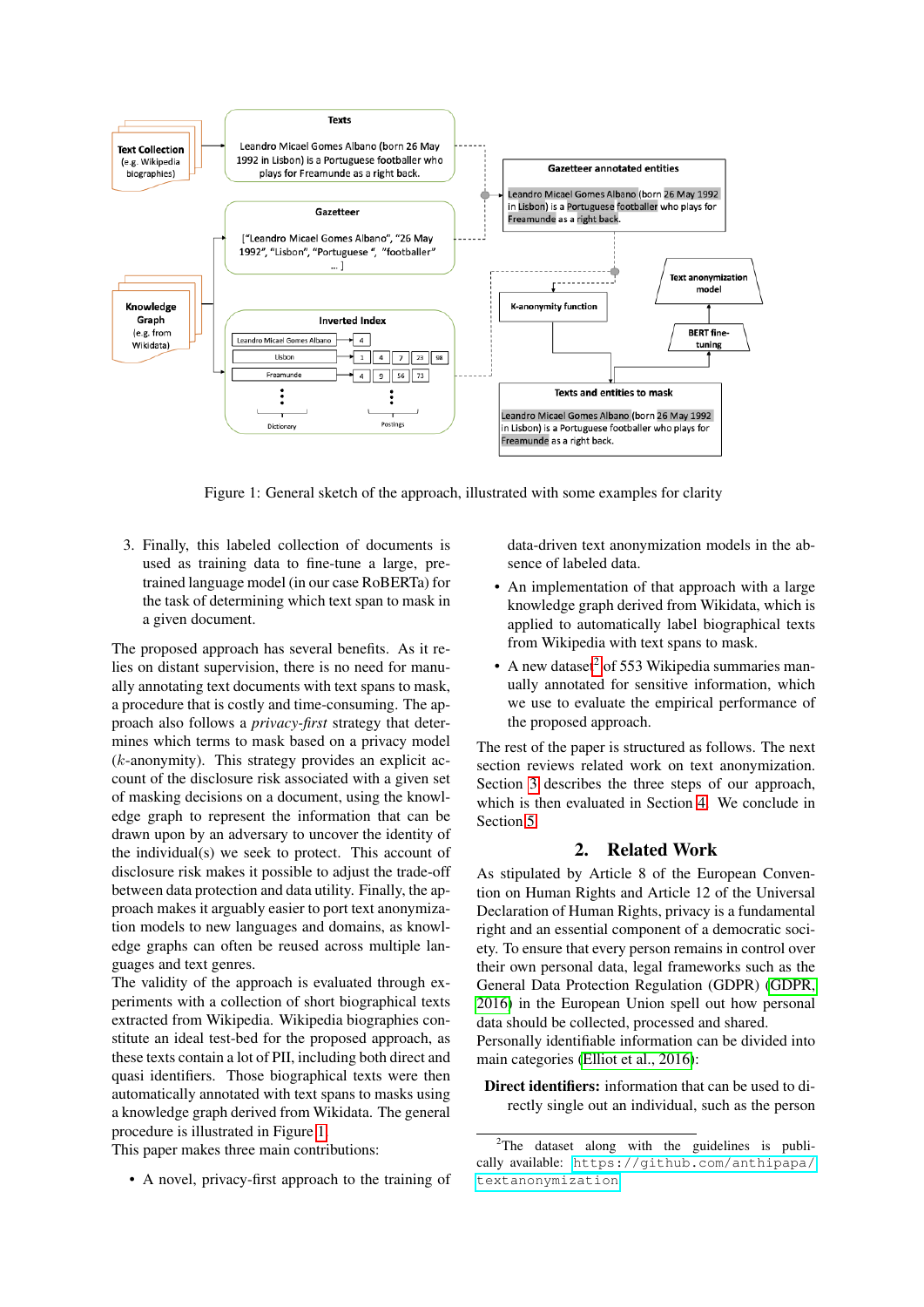Figure 1: General sketch of the approach, illustrated with some examples for clarity

3. Finally, this labeled collection of documents is used as training data to fine-tune a large, pre-trained language model (in our case RoBERTa) for the task of determining which text span to mask in a given document.

The proposed approach has several benefits. As it relies on distant supervision, there is no need for manually annotating text documents with text spans to mask, a procedure that is costly and time-consuming. The approach also follows a *privacy-first* strategy that determines which terms to mask based on a privacy model ($k$-anonymity). This strategy provides an explicit account of the disclosure risk associated with a given set of masking decisions on a document, using the knowledge graph to represent the information that can be drawn upon by an adversary to uncover the identity of the individual(s) we seek to protect. This account of disclosure risk makes it possible to adjust the trade-off between data protection and data utility. Finally, the approach makes it arguably easier to port text anonymization models to new languages and domains, as knowledge graphs can often be reused across multiple languages and text genres.

The validity of the approach is evaluated through experiments with a collection of short biographical texts extracted from Wikipedia. Wikipedia biographies constitute an ideal test-bed for the proposed approach, as these texts contain a lot of PII, including both direct and quasi identifiers. Those biographical texts were then automatically annotated with text spans to masks using a knowledge graph derived from Wikidata. The general procedure is illustrated in Figure 1.

This paper makes three main contributions:

- A novel, privacy-first approach to the training of data-driven text anonymization models in the absence of labeled data.
- An implementation of that approach with a large knowledge graph derived from Wikidata, which is applied to automatically label biographical texts from Wikipedia with text spans to mask.
- A new dataset[2] of 553 Wikipedia summaries manually annotated for sensitive information, which we use to evaluate the empirical performance of the proposed approach.

The rest of the paper is structured as follows. The next section reviews related work on text anonymization. Section 3 describes the three steps of our approach, which is then evaluated in Section 4. We conclude in Section 5.

## 2. Related Work

As stipulated by Article 8 of the European Convention on Human Rights and Article 12 of the Universal Declaration of Human Rights, privacy is a fundamental right and an essential component of a democratic society. To ensure that every person remains in control over their own personal data, legal frameworks such as the General Data Protection Regulation (GDPR) (GDPR, 2016) in the European Union spell out how personal data should be collected, processed and shared.

Personally identifiable information can be divided into main categories (Elliot et al., 2016):

**Direct identifiers:** information that can be used to directly single out an individual, such as the person

[2] The dataset along with the guidelines is publically available: https://github.com/anthipapa/textanonymization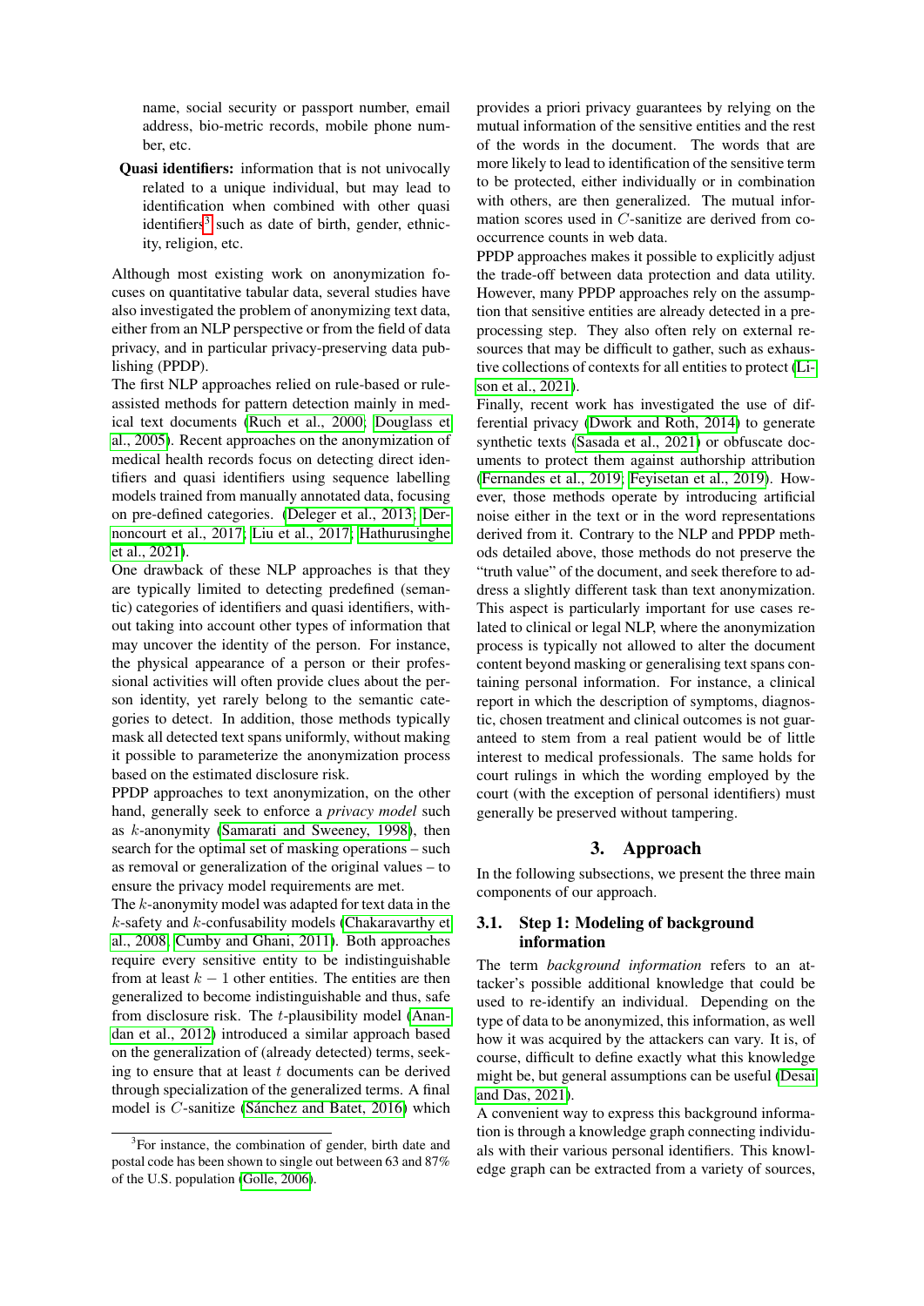name, social security or passport number, email address, bio-metric records, mobile phone number, etc.

- **Quasi identifiers:** information that is not univocally related to a unique individual, but may lead to identification when combined with other quasi identifiers[3] such as date of birth, gender, ethnicity, religion, etc.

Although most existing work on anonymization focuses on quantitative tabular data, several studies have also investigated the problem of anonymizing text data, either from an NLP perspective or from the field of data privacy, and in particular privacy-preserving data publishing (PPDP).

The first NLP approaches relied on rule-based or rule-assisted methods for pattern detection mainly in medical text documents (Ruch et al., 2000; Douglass et al., 2005). Recent approaches on the anonymization of medical health records focus on detecting direct identifiers and quasi identifiers using sequence labelling models trained from manually annotated data, focusing on pre-defined categories. (Deleger et al., 2013; Dernoncourt et al., 2017; Liu et al., 2017; Hathurusinghe et al., 2021).

One drawback of these NLP approaches is that they are typically limited to detecting predefined (semantic) categories of identifiers and quasi identifiers, without taking into account other types of information that may uncover the identity of the person. For instance, the physical appearance of a person or their professional activities will often provide clues about the person identity, yet rarely belong to the semantic categories to detect. In addition, those methods typically mask all detected text spans uniformly, without making it possible to parameterize the anonymization process based on the estimated disclosure risk.

PPDP approaches to text anonymization, on the other hand, generally seek to enforce a *privacy model* such as $k$-anonymity (Samarati and Sweeney, 1998), then search for the optimal set of masking operations – such as removal or generalization of the original values – to ensure the privacy model requirements are met.

The $k$-anonymity model was adapted for text data in the $k$-safety and $k$-confusability models (Chakaravarthy et al., 2008; Cumby and Ghani, 2011). Both approaches require every sensitive entity to be indistinguishable from at least $k-1$ other entities. The entities are then generalized to become indistinguishable and thus, safe from disclosure risk. The $t$-plausibility model (Anandan et al., 2012) introduced a similar approach based on the generalization of (already detected) terms, seeking to ensure that at least $t$ documents can be derived through specialization of the generalized terms. A final model is $C$-sanitize (Sánchez and Batet, 2016) which provides a priori privacy guarantees by relying on the mutual information of the sensitive entities and the rest of the words in the document. The words that are more likely to lead to identification of the sensitive term to be protected, either individually or in combination with others, are then generalized. The mutual information scores used in $C$-sanitize are derived from co-occurrence counts in web data.

PPDP approaches makes it possible to explicitly adjust the trade-off between data protection and data utility. However, many PPDP approaches rely on the assumption that sensitive entities are already detected in a preprocessing step. They also often rely on external resources that may be difficult to gather, such as exhaustive collections of contexts for all entities to protect (Lison et al., 2021).

Finally, recent work has investigated the use of differential privacy (Dwork and Roth, 2014) to generate synthetic texts (Sasada et al., 2021) or obfuscate documents to protect them against authorship attribution (Fernandes et al., 2019; Feyisetan et al., 2019). However, those methods operate by introducing artificial noise either in the text or in the word representations derived from it. Contrary to the NLP and PPDP methods detailed above, those methods do not preserve the "truth value" of the document, and seek therefore to address a slightly different task than text anonymization. This aspect is particularly important for use cases related to clinical or legal NLP, where the anonymization process is typically not allowed to alter the document content beyond masking or generalising text spans containing personal information. For instance, a clinical report in which the description of symptoms, diagnostic, chosen treatment and clinical outcomes is not guaranteed to stem from a real patient would be of little interest to medical professionals. The same holds for court rulings in which the wording employed by the court (with the exception of personal identifiers) must generally be preserved without tampering.

## 3. Approach

In the following subsections, we present the three main components of our approach.

### 3.1. Step 1: Modeling of background information

The term *background information* refers to an attacker's possible additional knowledge that could be used to re-identify an individual. Depending on the type of data to be anonymized, this information, as well how it was acquired by the attackers can vary. It is, of course, difficult to define exactly what this knowledge might be, but general assumptions can be useful (Desai and Das, 2021).

A convenient way to express this background information is through a knowledge graph connecting individuals with their various personal identifiers. This knowledge graph can be extracted from a variety of sources,

[3] For instance, the combination of gender, birth date and postal code has been shown to single out between 63 and 87% of the U.S. population (Golle, 2006).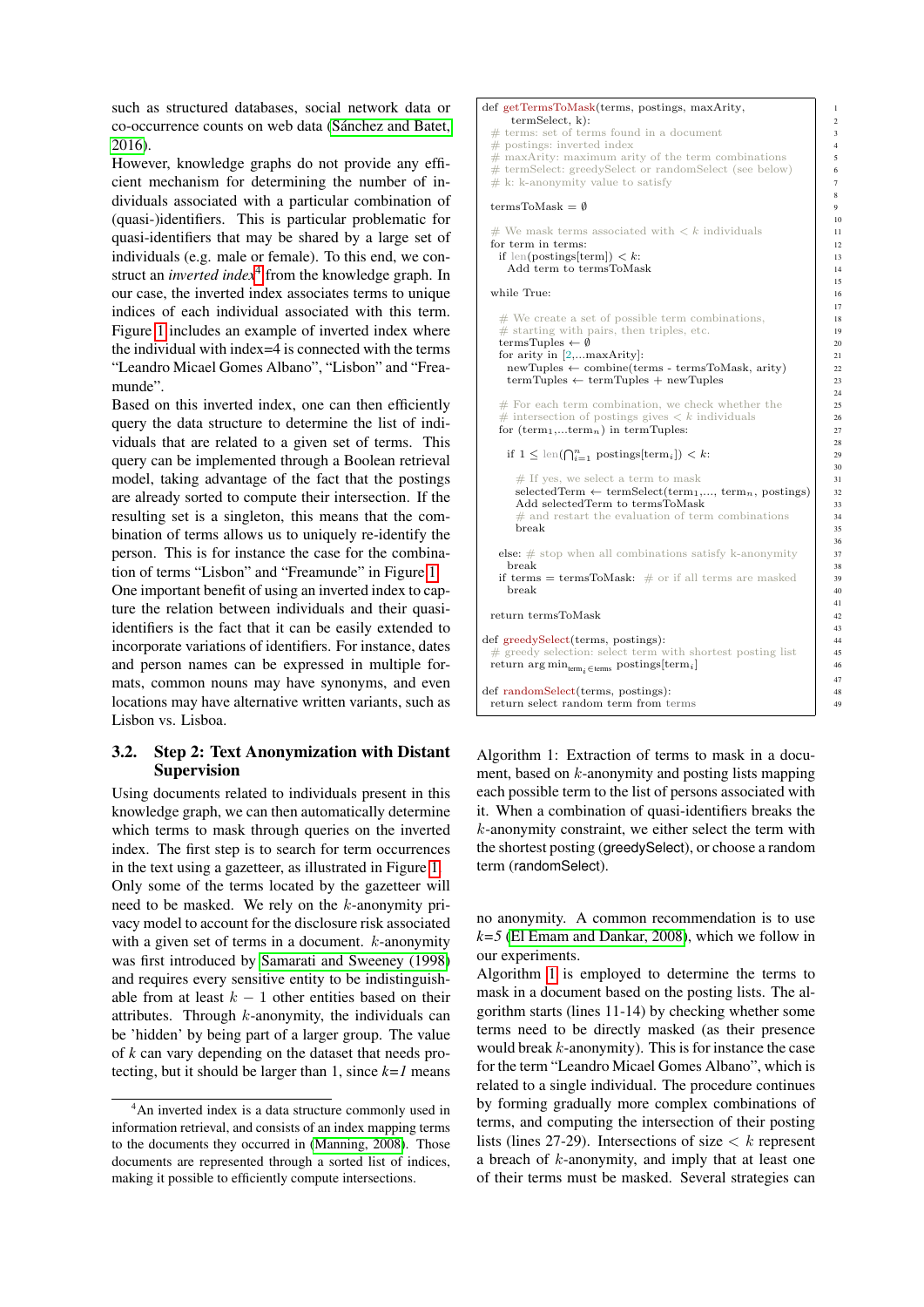such as structured databases, social network data or co-occurrence counts on web data (Sánchez and Batet, 2016).

However, knowledge graphs do not provide any efficient mechanism for determining the number of individuals associated with a particular combination of (quasi-)identifiers. This is particular problematic for quasi-identifiers that may be shared by a large set of individuals (e.g. male or female). To this end, we construct an *inverted index*[4] from the knowledge graph. In our case, the inverted index associates terms to unique indices of each individual associated with this term. Figure 1 includes an example of inverted index where the individual with index=4 is connected with the terms "Leandro Micael Gomes Albano", "Lisbon" and "Freamunde".

Based on this inverted index, one can then efficiently query the data structure to determine the list of individuals that are related to a given set of terms. This query can be implemented through a Boolean retrieval model, taking advantage of the fact that the postings are already sorted to compute their intersection. If the resulting set is a singleton, this means that the combination of terms allows us to uniquely re-identify the person. This is for instance the case for the combination of terms "Lisbon" and "Freamunde" in Figure 1.

One important benefit of using an inverted index to capture the relation between individuals and their quasi-identifiers is the fact that it can be easily extended to incorporate variations of identifiers. For instance, dates and person names can be expressed in multiple formats, common nouns may have synonyms, and even locations may have alternative written variants, such as Lisbon vs. Lisboa.

## 3.2. Step 2: Text Anonymization with Distant Supervision

Using documents related to individuals present in this knowledge graph, we can then automatically determine which terms to mask through queries on the inverted index. The first step is to search for term occurrences in the text using a gazetteer, as illustrated in Figure 1. Only some of the terms located by the gazetteer will need to be masked. We rely on the $k$-anonymity privacy model to account for the disclosure risk associated with a given set of terms in a document. $k$-anonymity was first introduced by Samarati and Sweeney (1998) and requires every sensitive entity to be indistinguishable from at least $k-1$ other entities based on their attributes. Through $k$-anonymity, the individuals can be 'hidden' by being part of a larger group. The value of $k$ can vary depending on the dataset that needs protecting, but it should be larger than 1, since *k=1* means no anonymity. A common recommendation is to use *k=5* (El Emam and Dankar, 2008), which we follow in our experiments.

```
def getTermsToMask(terms, postings, maxArity,
      termSelect, k):
  # terms: set of terms found in a document
  # postings: inverted index
  # maxArity: maximum arity of the term combinations
  # termSelect: greedySelect or randomSelect (see below)
  # k: k-anonymity value to satisfy

  termsToMask = ∅

  # We mask terms associated with < k individuals
  for term in terms:
    if len(postings[term]) < k:
      Add term to termsToMask

  while True:

    # We create a set of possible term combinations,
    # starting with pairs, then triples, etc.
    termTuples ← ∅
    for arity in [2,...maxArity]:
      newTuples ← combine(terms - termsToMask, arity)
      termTuples ← termTuples + newTuples

    # For each term combination, we check whether the
    # intersection of postings gives < k individuals
    for (term_1,...term_n) in termTuples:

      if 1 ≤ len(⋂_{i=1}^{n} postings[term_i]) < k:

        # If yes, we select a term to mask
        selectedTerm ← termSelect(term_1,..., term_n, postings)
        Add selectedTerm to termsToMask
        # and restart the evaluation of term combinations
        break

    else: # stop when all combinations satisfy k-anonymity
      break
    if terms = termsToMask:  # or if all terms are masked
      break

  return termsToMask

def greedySelect(terms, postings):
  # greedy selection: select term with shortest posting list
  return arg min_{term_i ∈ terms} postings[term_i]

def randomSelect(terms, postings):
  return select random term from terms
```

Algorithm 1: Extraction of terms to mask in a document, based on $k$-anonymity and posting lists mapping each possible term to the list of persons associated with it. When a combination of quasi-identifiers breaks the $k$-anonymity constraint, we either select the term with the shortest posting (greedySelect), or choose a random term (randomSelect).

Algorithm 1 is employed to determine the terms to mask in a document based on the posting lists. The algorithm starts (lines 11-14) by checking whether some terms need to be directly masked (as their presence would break $k$-anonymity). This is for instance the case for the term "Leandro Micael Gomes Albano", which is related to a single individual. The procedure continues by forming gradually more complex combinations of terms, and computing the intersection of their posting lists (lines 27-29). Intersections of size $< k$ represent a breach of $k$-anonymity, and imply that at least one of their terms must be masked. Several strategies can

[4] An inverted index is a data structure commonly used in information retrieval, and consists of an index mapping terms to the documents they occurred in (Manning, 2008). Those documents are represented through a sorted list of indices, making it possible to efficiently compute intersections.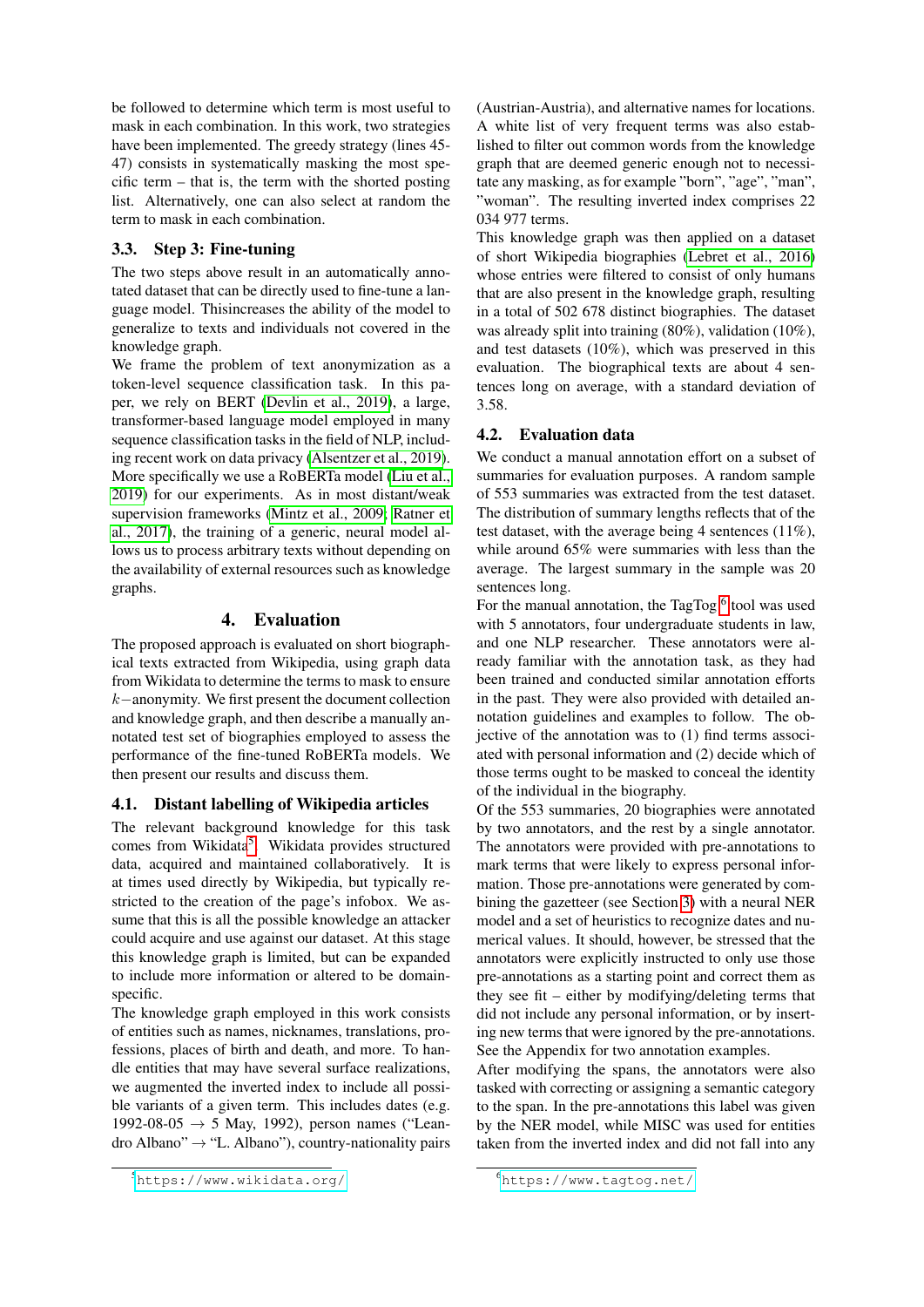be followed to determine which term is most useful to mask in each combination. In this work, two strategies have been implemented. The greedy strategy (lines 45-47) consists in systematically masking the most specific term – that is, the term with the shorted posting list. Alternatively, one can also select at random the term to mask in each combination.

### 3.3. Step 3: Fine-tuning

The two steps above result in an automatically annotated dataset that can be directly used to fine-tune a language model. Thisincreases the ability of the model to generalize to texts and individuals not covered in the knowledge graph.

We frame the problem of text anonymization as a token-level sequence classification task. In this paper, we rely on BERT (Devlin et al., 2019), a large, transformer-based language model employed in many sequence classification tasks in the field of NLP, including recent work on data privacy (Alsentzer et al., 2019). More specifically we use a RoBERTa model (Liu et al., 2019) for our experiments. As in most distant/weak supervision frameworks (Mintz et al., 2009; Ratner et al., 2017), the training of a generic, neural model allows us to process arbitrary texts without depending on the availability of external resources such as knowledge graphs.

## 4. Evaluation

The proposed approach is evaluated on short biographical texts extracted from Wikipedia, using graph data from Wikidata to determine the terms to mask to ensure $k-$anonymity. We first present the document collection and knowledge graph, and then describe a manually annotated test set of biographies employed to assess the performance of the fine-tuned RoBERTa models. We then present our results and discuss them.

### 4.1. Distant labelling of Wikipedia articles

The relevant background knowledge for this task comes from Wikidata[5]. Wikidata provides structured data, acquired and maintained collaboratively. It is at times used directly by Wikipedia, but typically restricted to the creation of the page's infobox. We assume that this is all the possible knowledge an attacker could acquire and use against our dataset. At this stage this knowledge graph is limited, but can be expanded to include more information or altered to be domain-specific.

The knowledge graph employed in this work consists of entities such as names, nicknames, translations, professions, places of birth and death, and more. To handle entities that may have several surface realizations, we augmented the inverted index to include all possible variants of a given term. This includes dates (e.g. 1992-08-05 → 5 May, 1992), person names ("Leandro Albano" → "L. Albano"), country-nationality pairs (Austrian-Austria), and alternative names for locations. A white list of very frequent terms was also established to filter out common words from the knowledge graph that are deemed generic enough not to necessitate any masking, as for example "born", "age", "man", "woman". The resulting inverted index comprises 22 034 977 terms.

This knowledge graph was then applied on a dataset of short Wikipedia biographies (Lebret et al., 2016) whose entries were filtered to consist of only humans that are also present in the knowledge graph, resulting in a total of 502 678 distinct biographies. The dataset was already split into training (80%), validation (10%), and test datasets (10%), which was preserved in this evaluation. The biographical texts are about 4 sentences long on average, with a standard deviation of 3.58.

### 4.2. Evaluation data

We conduct a manual annotation effort on a subset of summaries for evaluation purposes. A random sample of 553 summaries was extracted from the test dataset. The distribution of summary lengths reflects that of the test dataset, with the average being 4 sentences (11%), while around 65% were summaries with less than the average. The largest summary in the sample was 20 sentences long.

For the manual annotation, the TagTog[6] tool was used with 5 annotators, four undergraduate students in law, and one NLP researcher. These annotators were already familiar with the annotation task, as they had been trained and conducted similar annotation efforts in the past. They were also provided with detailed annotation guidelines and examples to follow. The objective of the annotation was to (1) find terms associated with personal information and (2) decide which of those terms ought to be masked to conceal the identity of the individual in the biography.

Of the 553 summaries, 20 biographies were annotated by two annotators, and the rest by a single annotator. The annotators were provided with pre-annotations to mark terms that were likely to express personal information. Those pre-annotations were generated by combining the gazetteer (see Section 3) with a neural NER model and a set of heuristics to recognize dates and numerical values. It should, however, be stressed that the annotators were explicitly instructed to only use those pre-annotations as a starting point and correct them as they see fit – either by modifying/deleting terms that did not include any personal information, or by inserting new terms that were ignored by the pre-annotations. See the Appendix for two annotation examples.

After modifying the spans, the annotators were also tasked with correcting or assigning a semantic category to the span. In the pre-annotations this label was given by the NER model, while MISC was used for entities taken from the inverted index and did not fall into any

[5] https://www.wikidata.org/

[6] https://www.tagtog.net/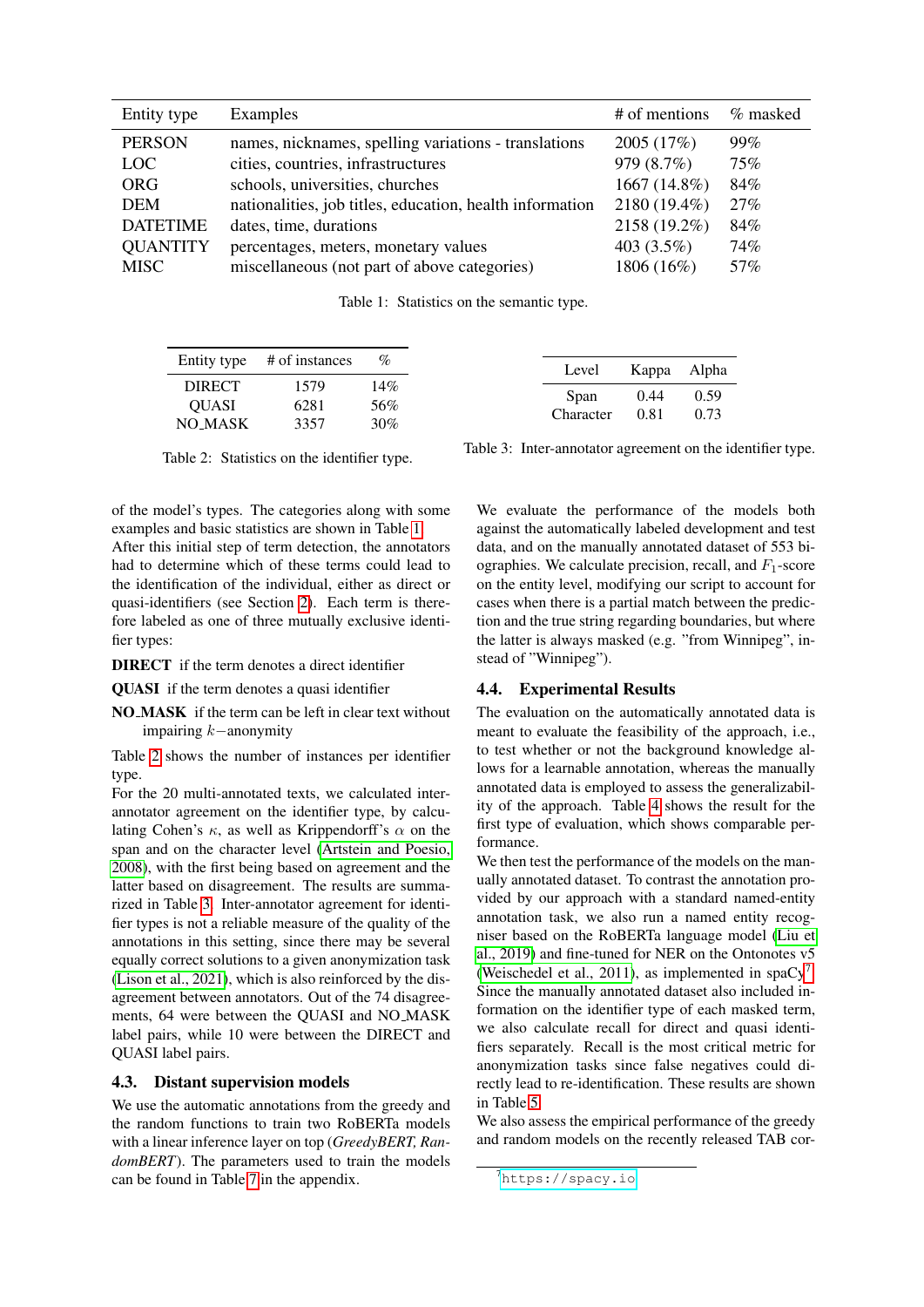| Entity type | Examples | # of mentions | % masked |
|---|---|---|---|
| PERSON | names, nicknames, spelling variations - translations | 2005 (17%) | 99% |
| LOC | cities, countries, infrastructures | 979 (8.7%) | 75% |
| ORG | schools, universities, churches | 1667 (14.8%) | 84% |
| DEM | nationalities, job titles, education, health information | 2180 (19.4%) | 27% |
| DATETIME | dates, time, durations | 2158 (19.2%) | 84% |
| QUANTITY | percentages, meters, monetary values | 403 (3.5%) | 74% |
| MISC | miscellaneous (not part of above categories) | 1806 (16%) | 57% |

Table 1: Statistics on the semantic type.

| Entity type | # of instances | % |
|---|---|---|
| DIRECT | 1579 | 14% |
| QUASI | 6281 | 56% |
| NO_MASK | 3357 | 30% |

Table 2: Statistics on the identifier type.

| Level | Kappa | Alpha |
|---|---|---|
| Span | 0.44 | 0.59 |
| Character | 0.81 | 0.73 |

Table 3: Inter-annotator agreement on the identifier type.

of the model's types. The categories along with some examples and basic statistics are shown in Table 1.

After this initial step of term detection, the annotators had to determine which of these terms could lead to the identification of the individual, either as direct or quasi-identifiers (see Section 2). Each term is therefore labeled as one of three mutually exclusive identifier types:

**DIRECT** if the term denotes a direct identifier

**QUASI** if the term denotes a quasi identifier

**NO_MASK** if the term can be left in clear text without impairing $k-$anonymity

Table 2 shows the number of instances per identifier type.

For the 20 multi-annotated texts, we calculated inter-annotator agreement on the identifier type, by calculating Cohen's $\kappa$, as well as Krippendorff's $\alpha$ on the span and on the character level (Artstein and Poesio, 2008), with the first being based on agreement and the latter based on disagreement. The results are summarized in Table 3. Inter-annotator agreement for identifier types is not a reliable measure of the quality of the annotations in this setting, since there may be several equally correct solutions to a given anonymization task (Lison et al., 2021), which is also reinforced by the disagreement between annotators. Out of the 74 disagreements, 64 were between the QUASI and NO_MASK label pairs, while 10 were between the DIRECT and QUASI label pairs.

### 4.3. Distant supervision models

We use the automatic annotations from the greedy and the random functions to train two RoBERTa models with a linear inference layer on top (*GreedyBERT, RandomBERT*). The parameters used to train the models can be found in Table 7 in the appendix.

We evaluate the performance of the models both against the automatically labeled development and test data, and on the manually annotated dataset of 553 biographies. We calculate precision, recall, and $F_1$-score on the entity level, modifying our script to account for cases when there is a partial match between the prediction and the true string regarding boundaries, but where the latter is always masked (e.g. "from Winnipeg", instead of "Winnipeg").

### 4.4. Experimental Results

The evaluation on the automatically annotated data is meant to evaluate the feasibility of the approach, i.e., to test whether or not the background knowledge allows for a learnable annotation, whereas the manually annotated data is employed to assess the generalizability of the approach. Table 4 shows the result for the first type of evaluation, which shows comparable performance.

We then test the performance of the models on the manually annotated dataset. To contrast the annotation provided by our approach with a standard named-entity annotation task, we also run a named entity recogniser based on the RoBERTa language model (Liu et al., 2019) and fine-tuned for NER on the Ontonotes v5 (Weischedel et al., 2011), as implemented in spaCy[7]. Since the manually annotated dataset also included information on the identifier type of each masked term, we also calculate recall for direct and quasi identifiers separately. Recall is the most critical metric for anonymization tasks since false negatives could directly lead to re-identification. These results are shown in Table 5.

We also assess the empirical performance of the greedy and random models on the recently released TAB cor-

[7] https://spacy.io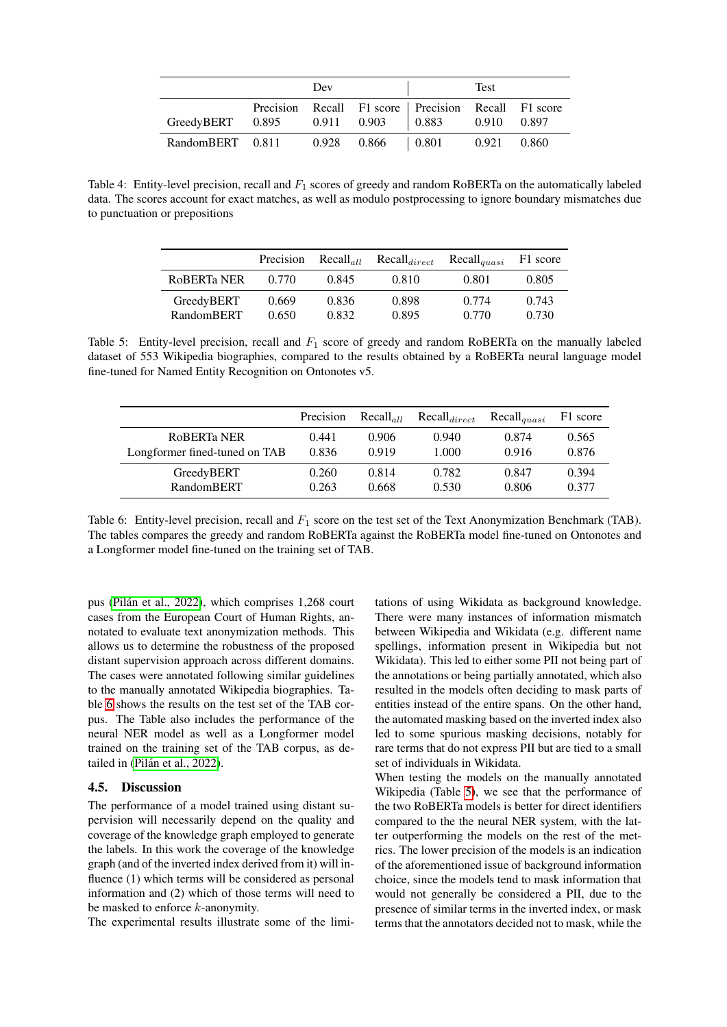| | Dev | | | Test | | |
|---|---|---|---|---|---|---|
| | Precision | Recall | F1 score | Precision | Recall | F1 score |
| GreedyBERT | 0.895 | 0.911 | 0.903 | 0.883 | 0.910 | 0.897 |
| RandomBERT | 0.811 | 0.928 | 0.866 | 0.801 | 0.921 | 0.860 |

Table 4: Entity-level precision, recall and $F_1$ scores of greedy and random RoBERTa on the automatically labeled data. The scores account for exact matches, as well as modulo postprocessing to ignore boundary mismatches due to punctuation or prepositions

| | Precision | $\text{Recall}_{all}$ | $\text{Recall}_{direct}$ | $\text{Recall}_{quasi}$ | F1 score |
|---|---|---|---|---|---|
| RoBERTa NER | 0.770 | 0.845 | 0.810 | 0.801 | 0.805 |
| GreedyBERT | 0.669 | 0.836 | 0.898 | 0.774 | 0.743 |
| RandomBERT | 0.650 | 0.832 | 0.895 | 0.770 | 0.730 |

Table 5: Entity-level precision, recall and $F_1$ score of greedy and random RoBERTa on the manually labeled dataset of 553 Wikipedia biographies, compared to the results obtained by a RoBERTa neural language model fine-tuned for Named Entity Recognition on Ontonotes v5.

| | Precision | $\text{Recall}_{all}$ | $\text{Recall}_{direct}$ | $\text{Recall}_{quasi}$ | F1 score |
|---|---|---|---|---|---|
| RoBERTa NER | 0.441 | 0.906 | 0.940 | 0.874 | 0.565 |
| Longformer fined-tuned on TAB | 0.836 | 0.919 | 1.000 | 0.916 | 0.876 |
| GreedyBERT | 0.260 | 0.814 | 0.782 | 0.847 | 0.394 |
| RandomBERT | 0.263 | 0.668 | 0.530 | 0.806 | 0.377 |

Table 6: Entity-level precision, recall and $F_1$ score on the test set of the Text Anonymization Benchmark (TAB). The tables compares the greedy and random RoBERTa against the RoBERTa model fine-tuned on Ontonotes and a Longformer model fine-tuned on the training set of TAB.

pus (Pilán et al., 2022), which comprises 1,268 court cases from the European Court of Human Rights, annotated to evaluate text anonymization methods. This allows us to determine the robustness of the proposed distant supervision approach across different domains. The cases were annotated following similar guidelines to the manually annotated Wikipedia biographies. Table 6 shows the results on the test set of the TAB corpus. The Table also includes the performance of the neural NER model as well as a Longformer model trained on the training set of the TAB corpus, as detailed in (Pilán et al., 2022).

### 4.5. Discussion

The performance of a model trained using distant supervision will necessarily depend on the quality and coverage of the knowledge graph employed to generate the labels. In this work the coverage of the knowledge graph (and of the inverted index derived from it) will influence (1) which terms will be considered as personal information and (2) which of those terms will need to be masked to enforce $k$-anonymity.

The experimental results illustrate some of the limitations of using Wikidata as background knowledge. There were many instances of information mismatch between Wikipedia and Wikidata (e.g. different name spellings, information present in Wikipedia but not Wikidata). This led to either some PII not being part of the annotations or being partially annotated, which also resulted in the models often deciding to mask parts of entities instead of the entire spans. On the other hand, the automated masking based on the inverted index also led to some spurious masking decisions, notably for rare terms that do not express PII but are tied to a small set of individuals in Wikidata.

When testing the models on the manually annotated Wikipedia (Table 5), we see that the performance of the two RoBERTa models is better for direct identifiers compared to the the neural NER system, with the latter outperforming the models on the rest of the metrics. The lower precision of the models is an indication of the aforementioned issue of background information choice, since the models tend to mask information that would not generally be considered a PII, due to the presence of similar terms in the inverted index, or mask terms that the annotators decided not to mask, while the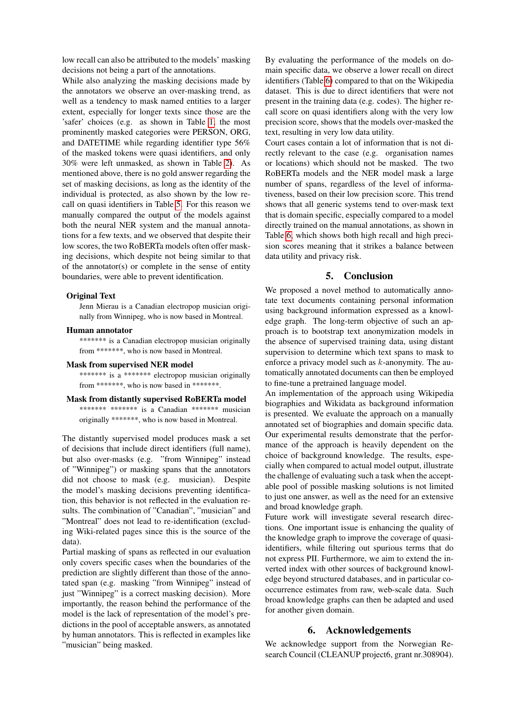low recall can also be attributed to the models' masking decisions not being a part of the annotations.

While also analyzing the masking decisions made by the annotators we observe an over-masking trend, as well as a tendency to mask named entities to a larger extent, especially for longer texts since those are the 'safer' choices (e.g. as shown in Table 1, the most prominently masked categories were PERSON, ORG, and DATETIME while regarding identifier type 56% of the masked tokens were quasi identifiers, and only 30% were left unmasked, as shown in Table 2). As mentioned above, there is no gold answer regarding the set of masking decisions, as long as the identity of the individual is protected, as also shown by the low recall on quasi identifiers in Table 5. For this reason we manually compared the output of the models against both the neural NER system and the manual annotations for a few texts, and we observed that despite their low scores, the two RoBERTa models often offer masking decisions, which despite not being similar to that of the annotator(s) or complete in the sense of entity boundaries, were able to prevent identification.

**Original Text**

Jenn Mierau is a Canadian electropop musician originally from Winnipeg, who is now based in Montreal.

**Human annotator**

******* is a Canadian electropop musician originally from *******, who is now based in Montreal.

**Mask from supervised NER model**

******* is a ******* electropop musician originally from *******, who is now based in *******.

**Mask from distantly supervised RoBERTa model**

******* ******* is a Canadian ******* musician originally *******, who is now based in Montreal.

The distantly supervised model produces mask a set of decisions that include direct identifiers (full name), but also over-masks (e.g. "from Winnipeg" instead of "Winnipeg") or masking spans that the annotators did not choose to mask (e.g. musician). Despite the model's masking decisions preventing identification, this behavior is not reflected in the evaluation results. The combination of "Canadian", "musician" and "Montreal" does not lead to re-identification (excluding Wiki-related pages since this is the source of the data).

Partial masking of spans as reflected in our evaluation only covers specific cases when the boundaries of the prediction are slightly different than those of the annotated span (e.g. masking "from Winnipeg" instead of just "Winnipeg" is a correct masking decision). More importantly, the reason behind the performance of the model is the lack of representation of the model's predictions in the pool of acceptable answers, as annotated by human annotators. This is reflected in examples like "musician" being masked.

By evaluating the performance of the models on domain specific data, we observe a lower recall on direct identifiers (Table 6) compared to that on the Wikipedia dataset. This is due to direct identifiers that were not present in the training data (e.g. codes). The higher recall score on quasi identifiers along with the very low precision score, shows that the models over-masked the text, resulting in very low data utility.

Court cases contain a lot of information that is not directly relevant to the case (e.g. organisation names or locations) which should not be masked. The two RoBERTa models and the NER model mask a large number of spans, regardless of the level of informativeness, based on their low precision score. This trend shows that all generic systems tend to over-mask text that is domain specific, especially compared to a model directly trained on the manual annotations, as shown in Table 6, which shows both high recall and high precision scores meaning that it strikes a balance between data utility and privacy risk.

## 5. Conclusion

We proposed a novel method to automatically annotate text documents containing personal information using background information expressed as a knowledge graph. The long-term objective of such an approach is to bootstrap text anonymization models in the absence of supervised training data, using distant supervision to determine which text spans to mask to enforce a privacy model such as $k$-anonymity. The automatically annotated documents can then be employed to fine-tune a pretrained language model.

An implementation of the approach using Wikipedia biographies and Wikidata as background information is presented. We evaluate the approach on a manually annotated set of biographies and domain specific data. Our experimental results demonstrate that the performance of the approach is heavily dependent on the choice of background knowledge. The results, especially when compared to actual model output, illustrate the challenge of evaluating such a task when the acceptable pool of possible masking solutions is not limited to just one answer, as well as the need for an extensive and broad knowledge graph.

Future work will investigate several research directions. One important issue is enhancing the quality of the knowledge graph to improve the coverage of quasi-identifiers, while filtering out spurious terms that do not express PII. Furthermore, we aim to extend the inverted index with other sources of background knowledge beyond structured databases, and in particular co-occurrence estimates from raw, web-scale data. Such broad knowledge graphs can then be adapted and used for another given domain.

## 6. Acknowledgements

We acknowledge support from the Norwegian Research Council (CLEANUP project6, grant nr.308904).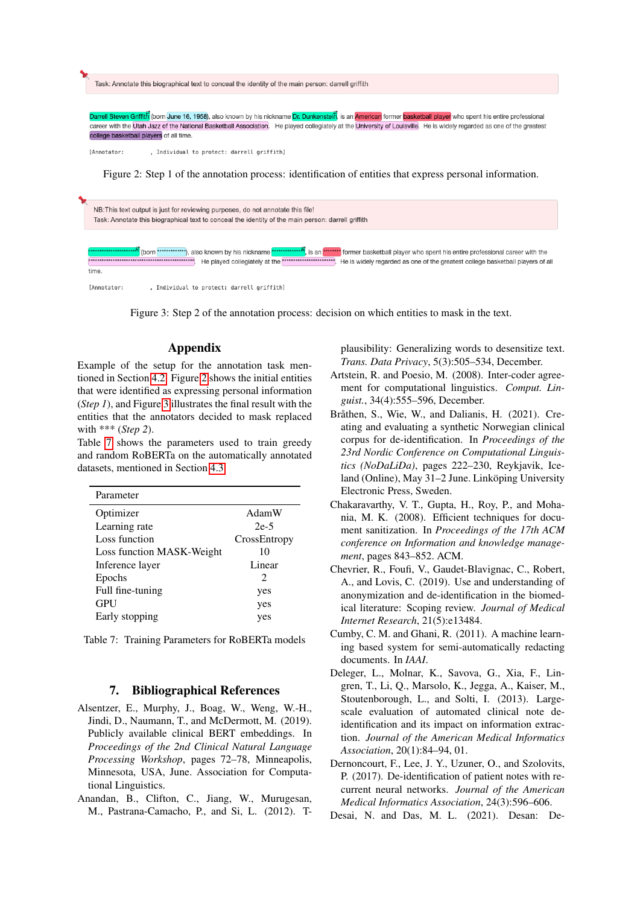Task: Annotate this biographical text to conceal the identity of the main person: darrell griffith

Darrell Steven Griffith (born June 16, 1958), also known by his nickname Dr. Dunkenstein, is an American former basketball player who spent his entire professional career with the Utah Jazz of the National Basketball Association. He played collegiately at the University of Louisville. He is widely regarded as one of the greatest college basketball players of all time.

[Annotator: , Individual to protect: darrell griffith]

Figure 2: Step 1 of the annotation process: identification of entities that express personal information.

NB:This text output is just for reviewing purposes, do not annotate this file!
Task: Annotate this biographical text to conceal the identity of the main person: darrell griffith

\*\*\*\*\*\*\*\*\*\*\*\*\*\*\*\*\*\*\*\*\* (born \*\*\*\*\*\*\*\*\*\*\*\*\*), also known by his nickname \*\*\*\*\*\*\*\*\*\*\*\*\*\*\*, is an \*\*\*\*\*\*\*\* former basketball player who spent his entire professional career with the \*\*\*\*\*\*\*\*\*\*\*\*\*\*\*\*\*\*\*\*\*\*\*\*\*\*\*\*\*\*\*\*\*\*\*\*\*\*\*\*\*\*\*\*\*\*\*\*. He played collegiately at the \*\*\*\*\*\*\*\*\*\*\*\*\*\*\*\*\*\*\*\*\*\*\*\*. He is widely regarded as one of the greatest college basketball players of all time.

[Annotator: , Individual to protect: darrell griffith]

Figure 3: Step 2 of the annotation process: decision on which entities to mask in the text.

## Appendix

Example of the setup for the annotation task mentioned in Section 4.2. Figure 2 shows the initial entities that were identified as expressing personal information (*Step 1*), and Figure 3 illustrates the final result with the entities that the annotators decided to mask replaced with *** (*Step 2*).
Table 7 shows the parameters used to train greedy and random RoBERTa on the automatically annotated datasets, mentioned in Section 4.3.

| Parameter | |
|---|---|
| Optimizer | AdamW |
| Learning rate | 2e-5 |
| Loss function | CrossEntropy |
| Loss function MASK-Weight | 10 |
| Inference layer | Linear |
| Epochs | 2 |
| Full fine-tuning | yes |
| GPU | yes |
| Early stopping | yes |

Table 7: Training Parameters for RoBERTa models

## 7. Bibliographical References

Alsentzer, E., Murphy, J., Boag, W., Weng, W.-H., Jindi, D., Naumann, T., and McDermott, M. (2019). Publicly available clinical BERT embeddings. In *Proceedings of the 2nd Clinical Natural Language Processing Workshop*, pages 72–78, Minneapolis, Minnesota, USA, June. Association for Computational Linguistics.

Anandan, B., Clifton, C., Jiang, W., Murugesan, M., Pastrana-Camacho, P., and Si, L. (2012). T-plausibility: Generalizing words to desensitize text. *Trans. Data Privacy*, 5(3):505–534, December.

Artstein, R. and Poesio, M. (2008). Inter-coder agreement for computational linguistics. *Comput. Linguist.*, 34(4):555–596, December.

Bråthen, S., Wie, W., and Dalianis, H. (2021). Creating and evaluating a synthetic Norwegian clinical corpus for de-identification. In *Proceedings of the 23rd Nordic Conference on Computational Linguistics (NoDaLiDa)*, pages 222–230, Reykjavik, Iceland (Online), May 31–2 June. Linköping University Electronic Press, Sweden.

Chakaravarthy, V. T., Gupta, H., Roy, P., and Mohania, M. K. (2008). Efficient techniques for document sanitization. In *Proceedings of the 17th ACM conference on Information and knowledge management*, pages 843–852. ACM.

Chevrier, R., Foufi, V., Gaudet-Blavignac, C., Robert, A., and Lovis, C. (2019). Use and understanding of anonymization and de-identification in the biomedical literature: Scoping review. *Journal of Medical Internet Research*, 21(5):e13484.

Cumby, C. M. and Ghani, R. (2011). A machine learning based system for semi-automatically redacting documents. In *IAAI*.

Deleger, L., Molnar, K., Savova, G., Xia, F., Lingren, T., Li, Q., Marsolo, K., Jegga, A., Kaiser, M., Stoutenborough, L., and Solti, I. (2013). Large-scale evaluation of automated clinical note de-identification and its impact on information extraction. *Journal of the American Medical Informatics Association*, 20(1):84–94, 01.

Dernoncourt, F., Lee, J. Y., Uzuner, O., and Szolovits, P. (2017). De-identification of patient notes with recurrent neural networks. *Journal of the American Medical Informatics Association*, 24(3):596–606.

Desai, N. and Das, M. L. (2021). Desan: De-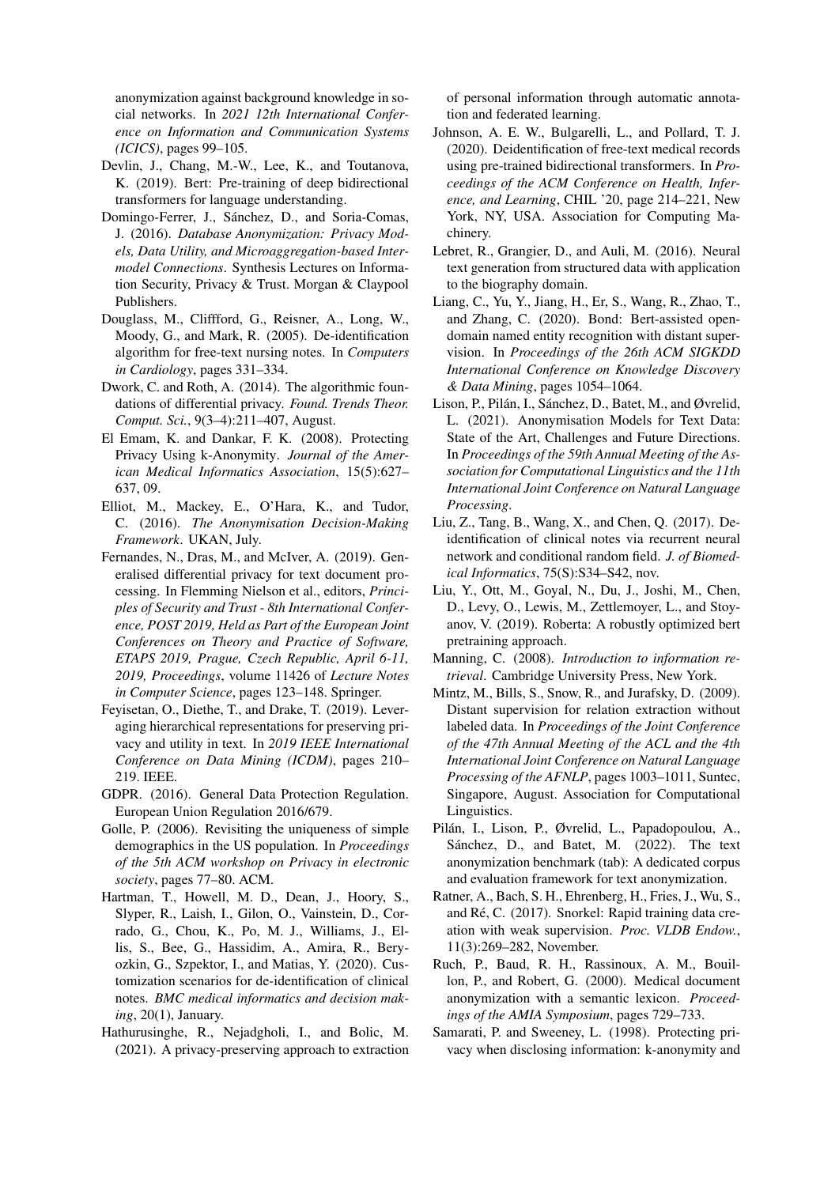anonymization against background knowledge in social networks. In *2021 12th International Conference on Information and Communication Systems (ICICS)*, pages 99–105.

Devlin, J., Chang, M.-W., Lee, K., and Toutanova, K. (2019). Bert: Pre-training of deep bidirectional transformers for language understanding.

Domingo-Ferrer, J., Sánchez, D., and Soria-Comas, J. (2016). *Database Anonymization: Privacy Models, Data Utility, and Microaggregation-based Inter-model Connections*. Synthesis Lectures on Information Security, Privacy & Trust. Morgan & Claypool Publishers.

Douglass, M., Cliffford, G., Reisner, A., Long, W., Moody, G., and Mark, R. (2005). De-identification algorithm for free-text nursing notes. In *Computers in Cardiology*, pages 331–334.

Dwork, C. and Roth, A. (2014). The algorithmic foundations of differential privacy. *Found. Trends Theor. Comput. Sci.*, 9(3–4):211–407, August.

El Emam, K. and Dankar, F. K. (2008). Protecting Privacy Using k-Anonymity. *Journal of the American Medical Informatics Association*, 15(5):627–637, 09.

Elliot, M., Mackey, E., O'Hara, K., and Tudor, C. (2016). *The Anonymisation Decision-Making Framework*. UKAN, July.

Fernandes, N., Dras, M., and McIver, A. (2019). Generalised differential privacy for text document processing. In Flemming Nielson et al., editors, *Principles of Security and Trust - 8th International Conference, POST 2019, Held as Part of the European Joint Conferences on Theory and Practice of Software, ETAPS 2019, Prague, Czech Republic, April 6-11, 2019, Proceedings*, volume 11426 of *Lecture Notes in Computer Science*, pages 123–148. Springer.

Feyisetan, O., Diethe, T., and Drake, T. (2019). Leveraging hierarchical representations for preserving privacy and utility in text. In *2019 IEEE International Conference on Data Mining (ICDM)*, pages 210–219. IEEE.

GDPR. (2016). General Data Protection Regulation. European Union Regulation 2016/679.

Golle, P. (2006). Revisiting the uniqueness of simple demographics in the US population. In *Proceedings of the 5th ACM workshop on Privacy in electronic society*, pages 77–80. ACM.

Hartman, T., Howell, M. D., Dean, J., Hoory, S., Slyper, R., Laish, I., Gilon, O., Vainstein, D., Corrado, G., Chou, K., Po, M. J., Williams, J., Ellis, S., Bee, G., Hassidim, A., Amira, R., Beryozkin, G., Szpektor, I., and Matias, Y. (2020). Customization scenarios for de-identification of clinical notes. *BMC medical informatics and decision making*, 20(1), January.

Hathurusinghe, R., Nejadgholi, I., and Bolic, M. (2021). A privacy-preserving approach to extraction of personal information through automatic annotation and federated learning.

Johnson, A. E. W., Bulgarelli, L., and Pollard, T. J. (2020). Deidentification of free-text medical records using pre-trained bidirectional transformers. In *Proceedings of the ACM Conference on Health, Inference, and Learning*, CHIL '20, page 214–221, New York, NY, USA. Association for Computing Machinery.

Lebret, R., Grangier, D., and Auli, M. (2016). Neural text generation from structured data with application to the biography domain.

Liang, C., Yu, Y., Jiang, H., Er, S., Wang, R., Zhao, T., and Zhang, C. (2020). Bond: Bert-assisted open-domain named entity recognition with distant supervision. In *Proceedings of the 26th ACM SIGKDD International Conference on Knowledge Discovery & Data Mining*, pages 1054–1064.

Lison, P., Pilán, I., Sánchez, D., Batet, M., and Øvrelid, L. (2021). Anonymisation Models for Text Data: State of the Art, Challenges and Future Directions. In *Proceedings of the 59th Annual Meeting of the Association for Computational Linguistics and the 11th International Joint Conference on Natural Language Processing*.

Liu, Z., Tang, B., Wang, X., and Chen, Q. (2017). De-identification of clinical notes via recurrent neural network and conditional random field. *J. of Biomedical Informatics*, 75(S):S34–S42, nov.

Liu, Y., Ott, M., Goyal, N., Du, J., Joshi, M., Chen, D., Levy, O., Lewis, M., Zettlemoyer, L., and Stoyanov, V. (2019). Roberta: A robustly optimized bert pretraining approach.

Manning, C. (2008). *Introduction to information retrieval*. Cambridge University Press, New York.

Mintz, M., Bills, S., Snow, R., and Jurafsky, D. (2009). Distant supervision for relation extraction without labeled data. In *Proceedings of the Joint Conference of the 47th Annual Meeting of the ACL and the 4th International Joint Conference on Natural Language Processing of the AFNLP*, pages 1003–1011, Suntec, Singapore, August. Association for Computational Linguistics.

Pilán, I., Lison, P., Øvrelid, L., Papadopoulou, A., Sánchez, D., and Batet, M. (2022). The text anonymization benchmark (tab): A dedicated corpus and evaluation framework for text anonymization.

Ratner, A., Bach, S. H., Ehrenberg, H., Fries, J., Wu, S., and Ré, C. (2017). Snorkel: Rapid training data creation with weak supervision. *Proc. VLDB Endow.*, 11(3):269–282, November.

Ruch, P., Baud, R. H., Rassinoux, A. M., Bouillon, P., and Robert, G. (2000). Medical document anonymization with a semantic lexicon. *Proceedings of the AMIA Symposium*, pages 729–733.

Samarati, P. and Sweeney, L. (1998). Protecting privacy when disclosing information: k-anonymity and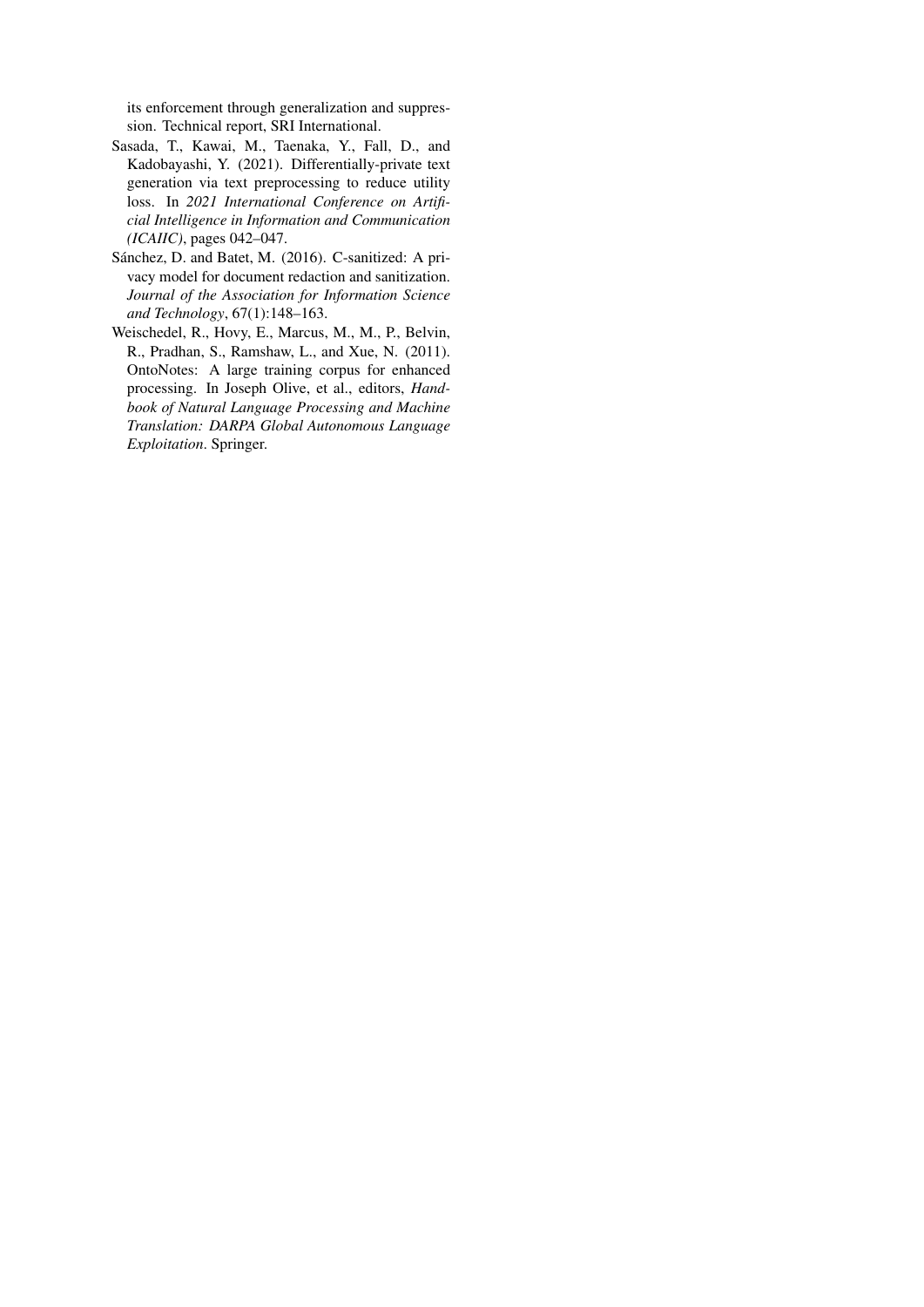its enforcement through generalization and suppression. Technical report, SRI International.

Sasada, T., Kawai, M., Taenaka, Y., Fall, D., and Kadobayashi, Y. (2021). Differentially-private text generation via text preprocessing to reduce utility loss. In *2021 International Conference on Artificial Intelligence in Information and Communication (ICAIIC)*, pages 042–047.

Sánchez, D. and Batet, M. (2016). C-sanitized: A privacy model for document redaction and sanitization. *Journal of the Association for Information Science and Technology*, 67(1):148–163.

Weischedel, R., Hovy, E., Marcus, M., M., P., Belvin, R., Pradhan, S., Ramshaw, L., and Xue, N. (2011). OntoNotes: A large training corpus for enhanced processing. In Joseph Olive, et al., editors, *Handbook of Natural Language Processing and Machine Translation: DARPA Global Autonomous Language Exploitation*. Springer.